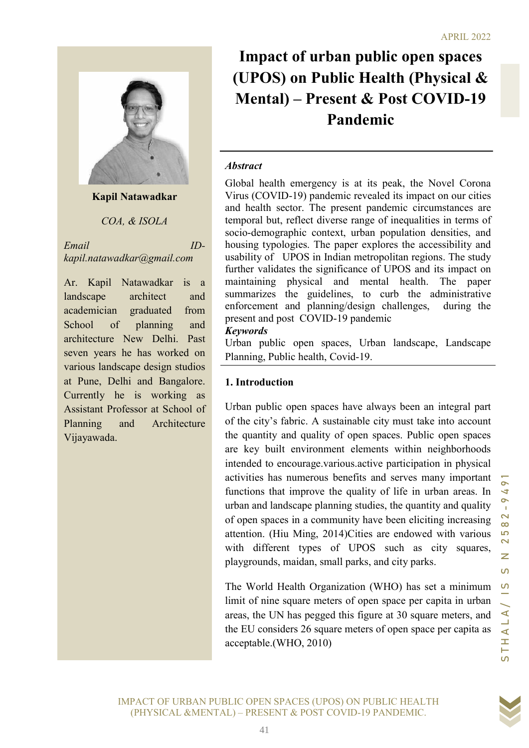# Impact of urban public open spaces (UPOS) on Public Health (Physical & Mental) – Present & Post COVID-19 Pandemic

**Kapil Natawadkar**

*COA, & ISOLA*

*Email ID- kapil.natawadkar@gmail.com*

Ar. Kapil Natawadkar is a landscape architect and academician graduated from School of planning and architecture New Delhi. Past seven years he has worked on various landscape design studios at Pune, Delhi and Bangalore. Currently he is working as Assistant Professor at School of Planning and Architecture Vijayawada.

### *Abstract*

Global health emergency is at its peak, the Novel Corona Virus (COVID-19) pandemic revealed its impact on our cities and health sector. The present pandemic circumstances are temporal but, reflect diverse range of inequalities in terms of socio-demographic context, urban population densities, and housing typologies. The paper explores the accessibility and usability of UPOS in Indian metropolitan regions. The study further validates the significance of UPOS and its impact on maintaining physical and mental health. The paper summarizes the guidelines, to curb the administrative enforcement and planning/design challenges, during the present and post COVID-19 pandemic

***Keywords***

Urban public open spaces, Urban landscape, Landscape Planning, Public health, Covid-19.

## 1. Introduction

Urban public open spaces have always been an integral part of the city's fabric. A sustainable city must take into account the quantity and quality of open spaces. Public open spaces are key built environment elements within neighborhoods intended to encourage.various.active participation in physical activities has numerous benefits and serves many important functions that improve the quality of life in urban areas. In urban and landscape planning studies, the quantity and quality of open spaces in a community have been eliciting increasing attention. (Hiu Ming, 2014)Cities are endowed with various with different types of UPOS such as city squares, playgrounds, maidan, small parks, and city parks.

The World Health Organization (WHO) has set a minimum limit of nine square meters of open space per capita in urban areas, the UN has pegged this figure at 30 square meters, and the EU considers 26 square meters of open space per capita as acceptable.(WHO, 2010)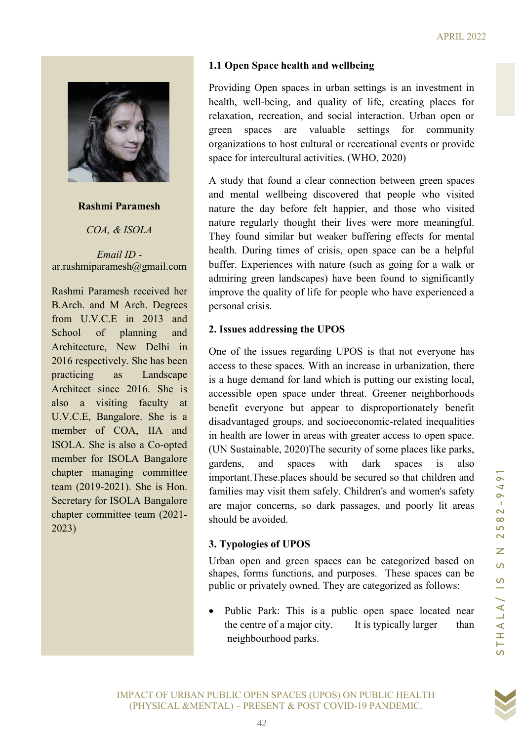**Rashmi Paramesh**

*COA, & ISOLA*

*Email ID -*
ar.rashmiparamesh@gmail.com

Rashmi Paramesh received her B.Arch. and M Arch. Degrees from U.V.C.E in 2013 and School of planning and Architecture, New Delhi in 2016 respectively. She has been practicing as Landscape Architect since 2016. She is also a visiting faculty at U.V.C.E, Bangalore. She is a member of COA, IIA and ISOLA. She is also a Co-opted member for ISOLA Bangalore chapter managing committee team (2019-2021). She is Hon. Secretary for ISOLA Bangalore chapter committee team (2021-2023)

### 1.1 Open Space health and wellbeing

Providing Open spaces in urban settings is an investment in health, well-being, and quality of life, creating places for relaxation, recreation, and social interaction. Urban open or green spaces are valuable settings for community organizations to host cultural or recreational events or provide space for intercultural activities. (WHO, 2020)

A study that found a clear connection between green spaces and mental wellbeing discovered that people who visited nature the day before felt happier, and those who visited nature regularly thought their lives were more meaningful. They found similar but weaker buffering effects for mental health. During times of crisis, open space can be a helpful buffer. Experiences with nature (such as going for a walk or admiring green landscapes) have been found to significantly improve the quality of life for people who have experienced a personal crisis.

## 2. Issues addressing the UPOS

One of the issues regarding UPOS is that not everyone has access to these spaces. With an increase in urbanization, there is a huge demand for land which is putting our existing local, accessible open space under threat. Greener neighborhoods benefit everyone but appear to disproportionately benefit disadvantaged groups, and socioeconomic-related inequalities in health are lower in areas with greater access to open space. (UN Sustainable, 2020)The security of some places like parks, gardens, and spaces with dark spaces is also important.These.places should be secured so that children and families may visit them safely. Children's and women's safety are major concerns, so dark passages, and poorly lit areas should be avoided.

## 3. Typologies of UPOS

Urban open and green spaces can be categorized based on shapes, forms functions, and purposes. These spaces can be public or privately owned. They are categorized as follows:

- Public Park: This is a public open space located near the centre of a major city. It is typically larger than neighbourhood parks.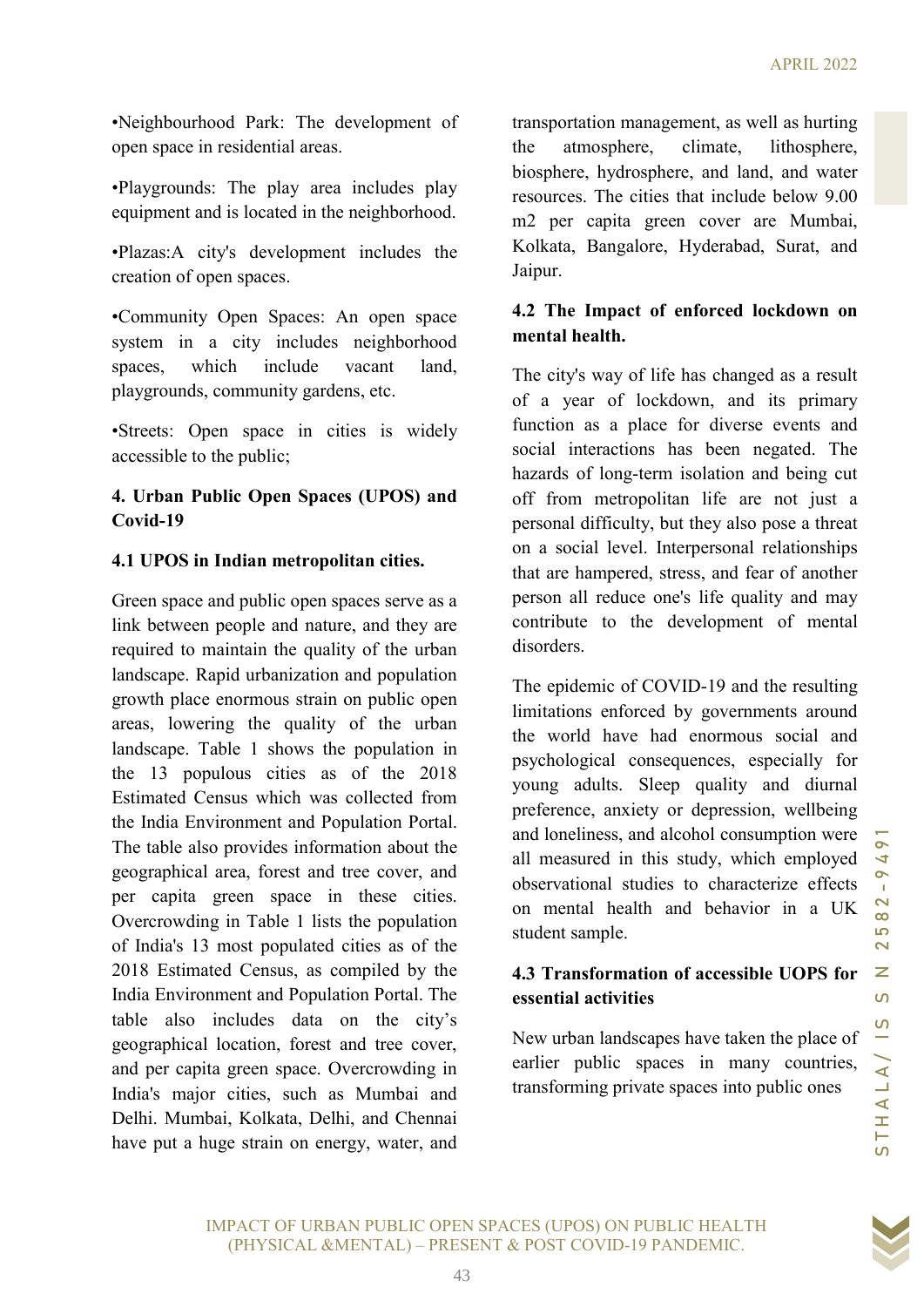•Neighbourhood Park: The development of open space in residential areas.

•Playgrounds: The play area includes play equipment and is located in the neighborhood.

•Plazas:A city's development includes the creation of open spaces.

•Community Open Spaces: An open space system in a city includes neighborhood spaces, which include vacant land, playgrounds, community gardens, etc.

•Streets: Open space in cities is widely accessible to the public;

## 4. Urban Public Open Spaces (UPOS) and Covid-19

### 4.1 UPOS in Indian metropolitan cities.

Green space and public open spaces serve as a link between people and nature, and they are required to maintain the quality of the urban landscape. Rapid urbanization and population growth place enormous strain on public open areas, lowering the quality of the urban landscape. Table 1 shows the population in the 13 populous cities as of the 2018 Estimated Census which was collected from the India Environment and Population Portal. The table also provides information about the geographical area, forest and tree cover, and per capita green space in these cities. Overcrowding in Table 1 lists the population of India's 13 most populated cities as of the 2018 Estimated Census, as compiled by the India Environment and Population Portal. The table also includes data on the city's geographical location, forest and tree cover, and per capita green space. Overcrowding in India's major cities, such as Mumbai and Delhi. Mumbai, Kolkata, Delhi, and Chennai have put a huge strain on energy, water, and transportation management, as well as hurting the atmosphere, climate, lithosphere, biosphere, hydrosphere, and land, and water resources. The cities that include below 9.00 m2 per capita green cover are Mumbai, Kolkata, Bangalore, Hyderabad, Surat, and Jaipur.

### 4.2 The Impact of enforced lockdown on mental health.

The city's way of life has changed as a result of a year of lockdown, and its primary function as a place for diverse events and social interactions has been negated. The hazards of long-term isolation and being cut off from metropolitan life are not just a personal difficulty, but they also pose a threat on a social level. Interpersonal relationships that are hampered, stress, and fear of another person all reduce one's life quality and may contribute to the development of mental disorders.

The epidemic of COVID-19 and the resulting limitations enforced by governments around the world have had enormous social and psychological consequences, especially for young adults. Sleep quality and diurnal preference, anxiety or depression, wellbeing and loneliness, and alcohol consumption were all measured in this study, which employed observational studies to characterize effects on mental health and behavior in a UK student sample.

### 4.3 Transformation of accessible UOPS for essential activities

New urban landscapes have taken the place of earlier public spaces in many countries, transforming private spaces into public ones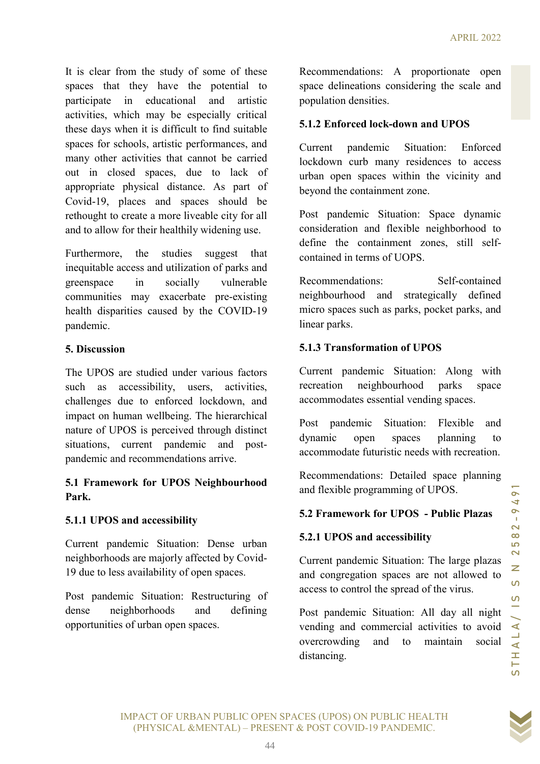It is clear from the study of some of these spaces that they have the potential to participate in educational and artistic activities, which may be especially critical these days when it is difficult to find suitable spaces for schools, artistic performances, and many other activities that cannot be carried out in closed spaces, due to lack of appropriate physical distance. As part of Covid-19, places and spaces should be rethought to create a more liveable city for all and to allow for their healthily widening use.

Furthermore, the studies suggest that inequitable access and utilization of parks and greenspace in socially vulnerable communities may exacerbate pre-existing health disparities caused by the COVID-19 pandemic.

## 5. Discussion

The UPOS are studied under various factors such as accessibility, users, activities, challenges due to enforced lockdown, and impact on human wellbeing. The hierarchical nature of UPOS is perceived through distinct situations, current pandemic and post-pandemic and recommendations arrive.

### 5.1 Framework for UPOS Neighbourhood Park.

#### 5.1.1 UPOS and accessibility

Current pandemic Situation: Dense urban neighborhoods are majorly affected by Covid-19 due to less availability of open spaces.

Post pandemic Situation: Restructuring of dense neighborhoods and defining opportunities of urban open spaces.

Recommendations: A proportionate open space delineations considering the scale and population densities.

#### 5.1.2 Enforced lock-down and UPOS

Current pandemic Situation: Enforced lockdown curb many residences to access urban open spaces within the vicinity and beyond the containment zone.

Post pandemic Situation: Space dynamic consideration and flexible neighborhood to define the containment zones, still self-contained in terms of UOPS.

Recommendations: Self-contained neighbourhood and strategically defined micro spaces such as parks, pocket parks, and linear parks.

#### 5.1.3 Transformation of UPOS

Current pandemic Situation: Along with recreation neighbourhood parks space accommodates essential vending spaces.

Post pandemic Situation: Flexible and dynamic open spaces planning to accommodate futuristic needs with recreation.

Recommendations: Detailed space planning and flexible programming of UPOS.

### 5.2 Framework for UPOS - Public Plazas

#### 5.2.1 UPOS and accessibility

Current pandemic Situation: The large plazas and congregation spaces are not allowed to access to control the spread of the virus.

Post pandemic Situation: All day all night vending and commercial activities to avoid overcrowding and to maintain social distancing.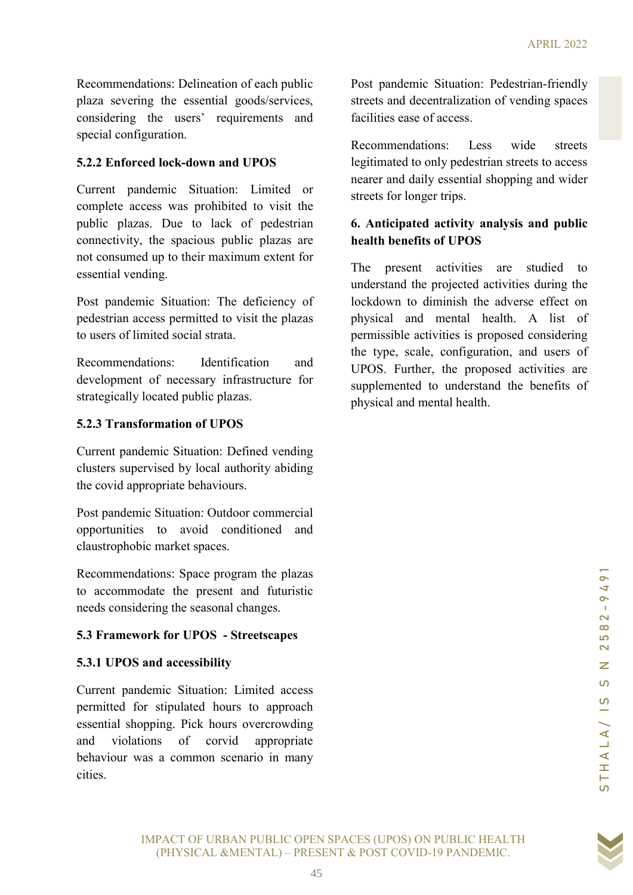Recommendations: Delineation of each public plaza severing the essential goods/services, considering the users' requirements and special configuration.

### 5.2.2 Enforced lock-down and UPOS

Current pandemic Situation: Limited or complete access was prohibited to visit the public plazas. Due to lack of pedestrian connectivity, the spacious public plazas are not consumed up to their maximum extent for essential vending.

Post pandemic Situation: The deficiency of pedestrian access permitted to visit the plazas to users of limited social strata.

Recommendations: Identification and development of necessary infrastructure for strategically located public plazas.

### 5.2.3 Transformation of UPOS

Current pandemic Situation: Defined vending clusters supervised by local authority abiding the covid appropriate behaviours.

Post pandemic Situation: Outdoor commercial opportunities to avoid conditioned and claustrophobic market spaces.

Recommendations: Space program the plazas to accommodate the present and futuristic needs considering the seasonal changes.

## 5.3 Framework for UPOS - Streetscapes

### 5.3.1 UPOS and accessibility

Current pandemic Situation: Limited access permitted for stipulated hours to approach essential shopping. Pick hours overcrowding and violations of corvid appropriate behaviour was a common scenario in many cities.

Post pandemic Situation: Pedestrian-friendly streets and decentralization of vending spaces facilities ease of access.

Recommendations: Less wide streets legitimated to only pedestrian streets to access nearer and daily essential shopping and wider streets for longer trips.

## 6. Anticipated activity analysis and public health benefits of UPOS

The present activities are studied to understand the projected activities during the lockdown to diminish the adverse effect on physical and mental health. A list of permissible activities is proposed considering the type, scale, configuration, and users of UPOS. Further, the proposed activities are supplemented to understand the benefits of physical and mental health.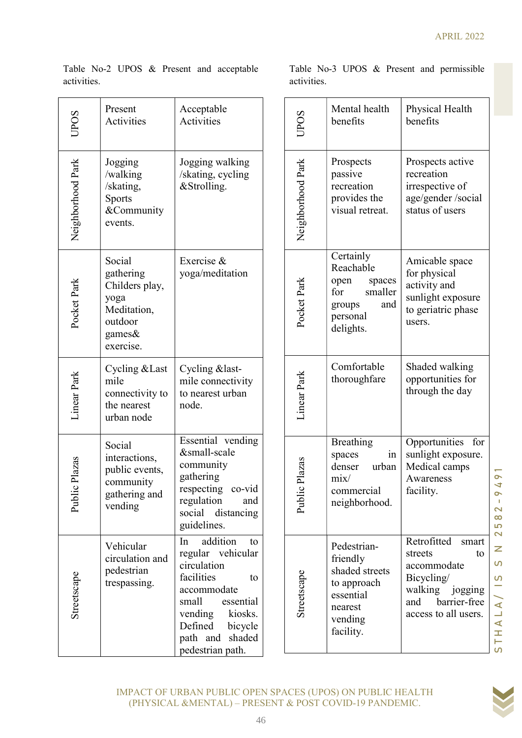Table No-2 UPOS & Present and acceptable activities.

| UPOS | Present Activities | Acceptable Activities |
|---|---|---|
| Neighborhood Park | Jogging /walking /skating, Sports &Community events. | Jogging walking /skating, cycling &Strolling. |
| Pocket Park | Social gathering Childers play, yoga Meditation, outdoor games& exercise. | Exercise & yoga/meditation |
| Linear Park | Cycling &Last mile connectivity to the nearest urban node | Cycling &last-mile connectivity to nearest urban node. |
| Public Plazas | Social interactions, public events, community gathering and vending | Essential vending &small-scale community gathering respecting co-vid regulation and social distancing guidelines. |
| Streetscape | Vehicular circulation and pedestrian trespassing. | In addition to regular vehicular circulation facilities to accommodate small essential vending kiosks. Defined bicycle path and shaded pedestrian path. |

Table No-3 UPOS & Present and permissible activities.

| UPOS | Mental health benefits | Physical Health benefits |
|---|---|---|
| Neighborhood Park | Prospects passive recreation provides the visual retreat. | Prospects active recreation irrespective of age/gender /social status of users |
| Pocket Park | Certainly Reachable open spaces for smaller groups and personal delights. | Amicable space for physical activity and sunlight exposure to geriatric phase users. |
| Linear Park | Comfortable thoroughfare | Shaded walking opportunities for through the day |
| Public Plazas | Breathing spaces in denser urban mix/ commercial neighborhood. | Opportunities for sunlight exposure. Medical camps Awareness facility. |
| Streetscape | Pedestrian-friendly shaded streets to approach essential nearest vending facility. | Retrofitted smart streets to accommodate Bicycling/ walking jogging and barrier-free access to all users. |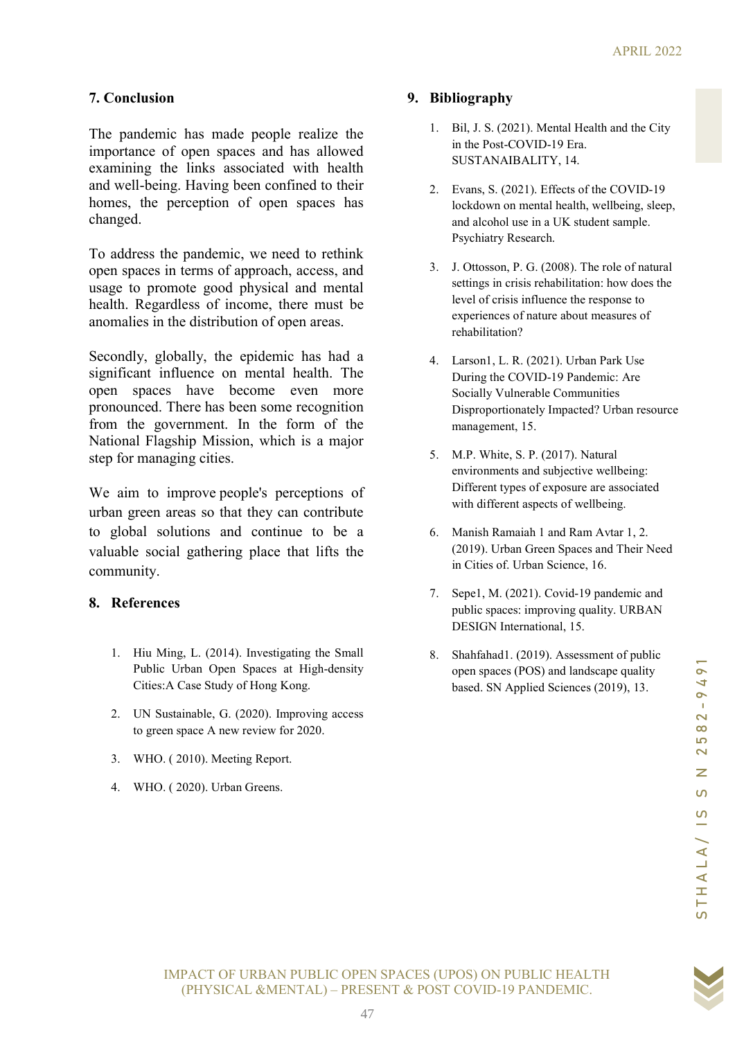## 7. Conclusion

The pandemic has made people realize the importance of open spaces and has allowed examining the links associated with health and well-being. Having been confined to their homes, the perception of open spaces has changed.

To address the pandemic, we need to rethink open spaces in terms of approach, access, and usage to promote good physical and mental health. Regardless of income, there must be anomalies in the distribution of open areas.

Secondly, globally, the epidemic has had a significant influence on mental health. The open spaces have become even more pronounced. There has been some recognition from the government. In the form of the National Flagship Mission, which is a major step for managing cities.

We aim to improve people's perceptions of urban green areas so that they can contribute to global solutions and continue to be a valuable social gathering place that lifts the community.

## 8. References

1. Hiu Ming, L. (2014). Investigating the Small Public Urban Open Spaces at High-density Cities:A Case Study of Hong Kong.
2. UN Sustainable, G. (2020). Improving access to green space A new review for 2020.
3. WHO. ( 2010). Meeting Report.
4. WHO. ( 2020). Urban Greens.

## 9. Bibliography

1. Bil, J. S. (2021). Mental Health and the City in the Post-COVID-19 Era. SUSTANAIBALITY, 14.
2. Evans, S. (2021). Effects of the COVID-19 lockdown on mental health, wellbeing, sleep, and alcohol use in a UK student sample. Psychiatry Research.
3. J. Ottosson, P. G. (2008). The role of natural settings in crisis rehabilitation: how does the level of crisis influence the response to experiences of nature about measures of rehabilitation?
4. Larson1, L. R. (2021). Urban Park Use During the COVID-19 Pandemic: Are Socially Vulnerable Communities Disproportionately Impacted? Urban resource management, 15.
5. M.P. White, S. P. (2017). Natural environments and subjective wellbeing: Different types of exposure are associated with different aspects of wellbeing.
6. Manish Ramaiah 1 and Ram Avtar 1, 2. (2019). Urban Green Spaces and Their Need in Cities of. Urban Science, 16.
7. Sepe1, M. (2021). Covid-19 pandemic and public spaces: improving quality. URBAN DESIGN International, 15.
8. Shahfahad1. (2019). Assessment of public open spaces (POS) and landscape quality based. SN Applied Sciences (2019), 13.